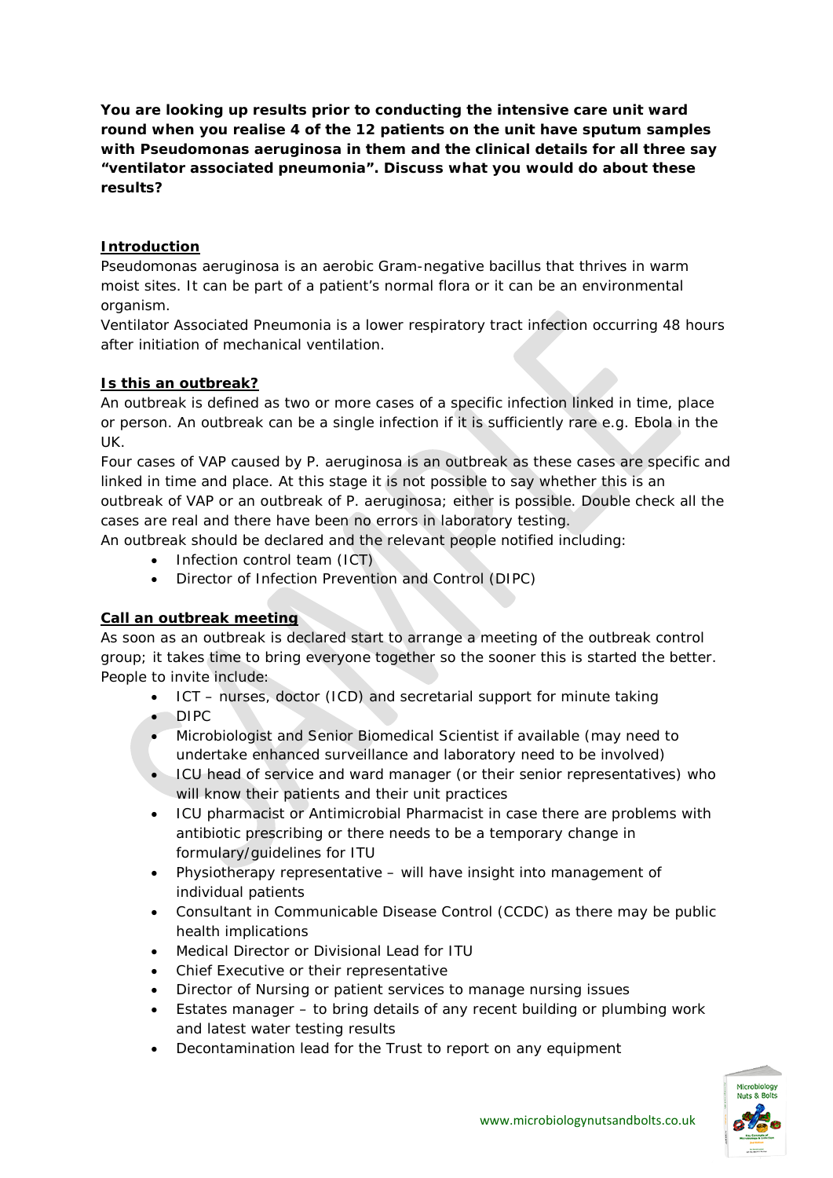**You are looking up results prior to conducting the intensive care unit ward round when you realise 4 of the 12 patients on the unit have sputum samples with Pseudomonas aeruginosa in them and the clinical details for all three say "ventilator associated pneumonia". Discuss what you would do about these results?**

## Introduction

Pseudomonas aeruginosa is an aerobic Gram-negative bacillus that thrives in warm moist sites. It can be part of a patient's normal flora or it can be an environmental organism.

Ventilator Associated Pneumonia is a lower respiratory tract infection occurring 48 hours after initiation of mechanical ventilation.

## Is this an outbreak?

An outbreak is defined as two or more cases of a specific infection linked in time, place or person. An outbreak can be a single infection if it is sufficiently rare e.g. Ebola in the UK.

Four cases of VAP caused by P. aeruginosa is an outbreak as these cases are specific and linked in time and place. At this stage it is not possible to say whether this is an outbreak of VAP or an outbreak of P. aeruginosa; either is possible. Double check all the cases are real and there have been no errors in laboratory testing.

An outbreak should be declared and the relevant people notified including:

- Infection control team (ICT)
- Director of Infection Prevention and Control (DIPC)

## Call an outbreak meeting

As soon as an outbreak is declared start to arrange a meeting of the outbreak control group; it takes time to bring everyone together so the sooner this is started the better. People to invite include:

- ICT – nurses, doctor (ICD) and secretarial support for minute taking
- DIPC
- Microbiologist and Senior Biomedical Scientist if available (may need to undertake enhanced surveillance and laboratory need to be involved)
- ICU head of service and ward manager (or their senior representatives) who will know their patients and their unit practices
- ICU pharmacist or Antimicrobial Pharmacist in case there are problems with antibiotic prescribing or there needs to be a temporary change in formulary/guidelines for ITU
- Physiotherapy representative – will have insight into management of individual patients
- Consultant in Communicable Disease Control (CCDC) as there may be public health implications
- Medical Director or Divisional Lead for ITU
- Chief Executive or their representative
- Director of Nursing or patient services to manage nursing issues
- Estates manager – to bring details of any recent building or plumbing work and latest water testing results
- Decontamination lead for the Trust to report on any equipment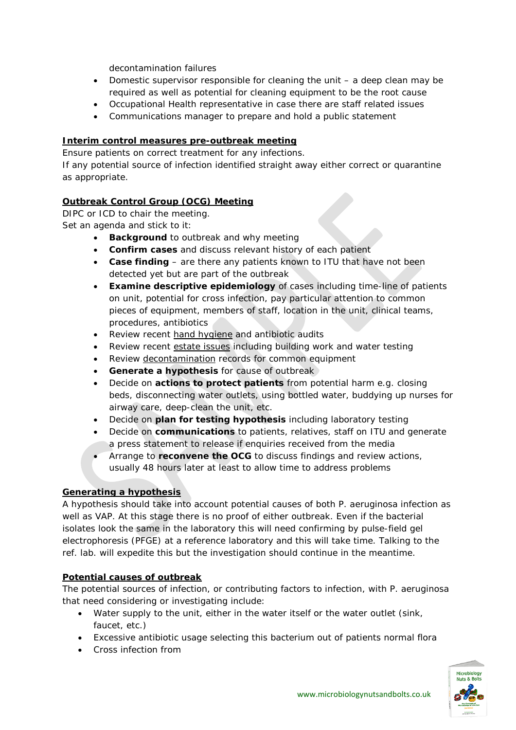decontamination failures
- Domestic supervisor responsible for cleaning the unit – a deep clean may be required as well as potential for cleaning equipment to be the root cause
- Occupational Health representative in case there are staff related issues
- Communications manager to prepare and hold a public statement

**Interim control measures pre-outbreak meeting**

Ensure patients on correct treatment for any infections.
If any potential source of infection identified straight away either correct or quarantine as appropriate.

**Outbreak Control Group (OCG) Meeting**

DIPC or ICD to chair the meeting.
Set an agenda and stick to it:

- **Background** to outbreak and why meeting
- **Confirm cases** and discuss relevant history of each patient
- **Case finding** – are there any patients known to ITU that have not been detected yet but are part of the outbreak
- **Examine descriptive epidemiology** of cases including time-line of patients on unit, potential for cross infection, pay particular attention to common pieces of equipment, members of staff, location in the unit, clinical teams, procedures, antibiotics
- Review recent hand hygiene and antibiotic audits
- Review recent estate issues including building work and water testing
- Review decontamination records for common equipment
- **Generate a hypothesis** for cause of outbreak
- Decide on **actions to protect patients** from potential harm e.g. closing beds, disconnecting water outlets, using bottled water, buddying up nurses for airway care, deep-clean the unit, etc.
- Decide on **plan for testing hypothesis** including laboratory testing
- Decide on **communications** to patients, relatives, staff on ITU and generate a press statement to release if enquiries received from the media
- Arrange to **reconvene the OCG** to discuss findings and review actions, usually 48 hours later at least to allow time to address problems

**Generating a hypothesis**

A hypothesis should take into account potential causes of both P. aeruginosa infection as well as VAP. At this stage there is no proof of either outbreak. Even if the bacterial isolates look the same in the laboratory this will need confirming by pulse-field gel electrophoresis (PFGE) at a reference laboratory and this will take time. Talking to the ref. lab. will expedite this but the investigation should continue in the meantime.

**Potential causes of outbreak**

The potential sources of infection, or contributing factors to infection, with P. aeruginosa that need considering or investigating include:

- Water supply to the unit, either in the water itself or the water outlet (sink, faucet, etc.)
- Excessive antibiotic usage selecting this bacterium out of patients normal flora
- Cross infection from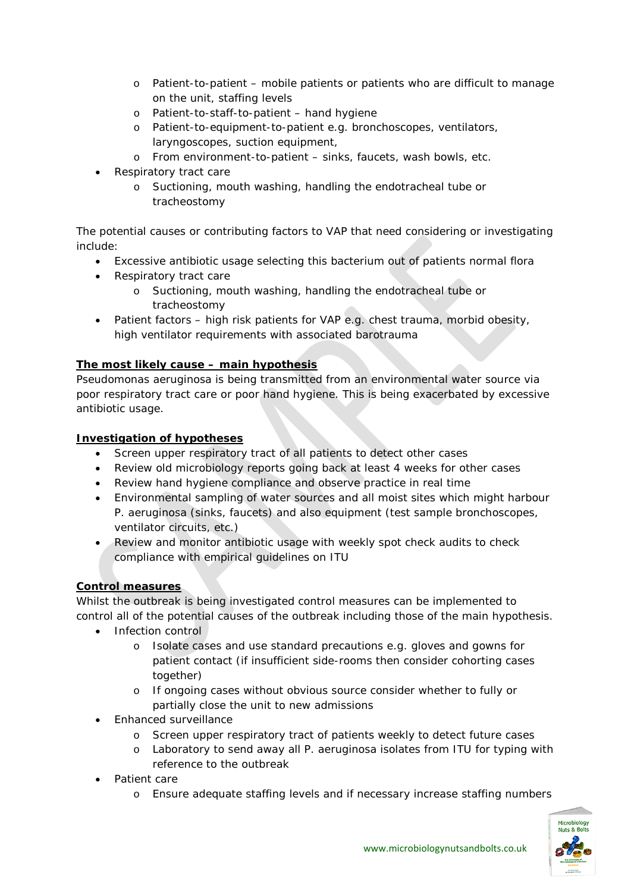- Patient-to-patient – mobile patients or patients who are difficult to manage on the unit, staffing levels
    - Patient-to-staff-to-patient – hand hygiene
    - Patient-to-equipment-to-patient e.g. bronchoscopes, ventilators, laryngoscopes, suction equipment,
    - From environment-to-patient – sinks, faucets, wash bowls, etc.
- Respiratory tract care
    - Suctioning, mouth washing, handling the endotracheal tube or tracheostomy

The potential causes or contributing factors to VAP that need considering or investigating include:

- Excessive antibiotic usage selecting this bacterium out of patients normal flora
- Respiratory tract care
    - Suctioning, mouth washing, handling the endotracheal tube or tracheostomy
- Patient factors – high risk patients for VAP e.g. chest trauma, morbid obesity, high ventilator requirements with associated barotrauma

**The most likely cause – main hypothesis**

Pseudomonas aeruginosa is being transmitted from an environmental water source via poor respiratory tract care or poor hand hygiene. This is being exacerbated by excessive antibiotic usage.

**Investigation of hypotheses**

- Screen upper respiratory tract of all patients to detect other cases
- Review old microbiology reports going back at least 4 weeks for other cases
- Review hand hygiene compliance and observe practice in real time
- Environmental sampling of water sources and all moist sites which might harbour P. aeruginosa (sinks, faucets) and also equipment (test sample bronchoscopes, ventilator circuits, etc.)
- Review and monitor antibiotic usage with weekly spot check audits to check compliance with empirical guidelines on ITU

**Control measures**

Whilst the outbreak is being investigated control measures can be implemented to control all of the potential causes of the outbreak including those of the main hypothesis.

- Infection control
    - Isolate cases and use standard precautions e.g. gloves and gowns for patient contact (if insufficient side-rooms then consider cohorting cases together)
    - If ongoing cases without obvious source consider whether to fully or partially close the unit to new admissions
- Enhanced surveillance
    - Screen upper respiratory tract of patients weekly to detect future cases
    - Laboratory to send away all P. aeruginosa isolates from ITU for typing with reference to the outbreak
- Patient care
    - Ensure adequate staffing levels and if necessary increase staffing numbers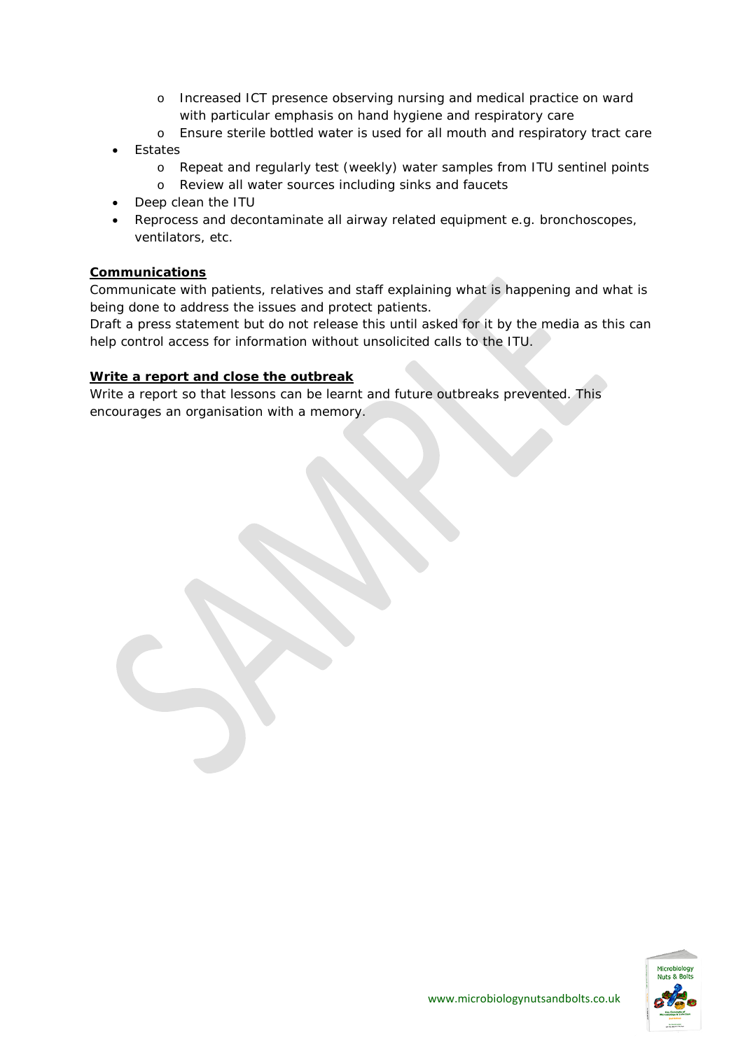- Increased ICT presence observing nursing and medical practice on ward with particular emphasis on hand hygiene and respiratory care
  - Ensure sterile bottled water is used for all mouth and respiratory tract care
- Estates
  - Repeat and regularly test (weekly) water samples from ITU sentinel points
  - Review all water sources including sinks and faucets
- Deep clean the ITU
- Reprocess and decontaminate all airway related equipment e.g. bronchoscopes, ventilators, etc.

**Communications**

Communicate with patients, relatives and staff explaining what is happening and what is being done to address the issues and protect patients.

Draft a press statement but do not release this until asked for it by the media as this can help control access for information without unsolicited calls to the ITU.

**Write a report and close the outbreak**

Write a report so that lessons can be learnt and future outbreaks prevented. This encourages an organisation with a memory.